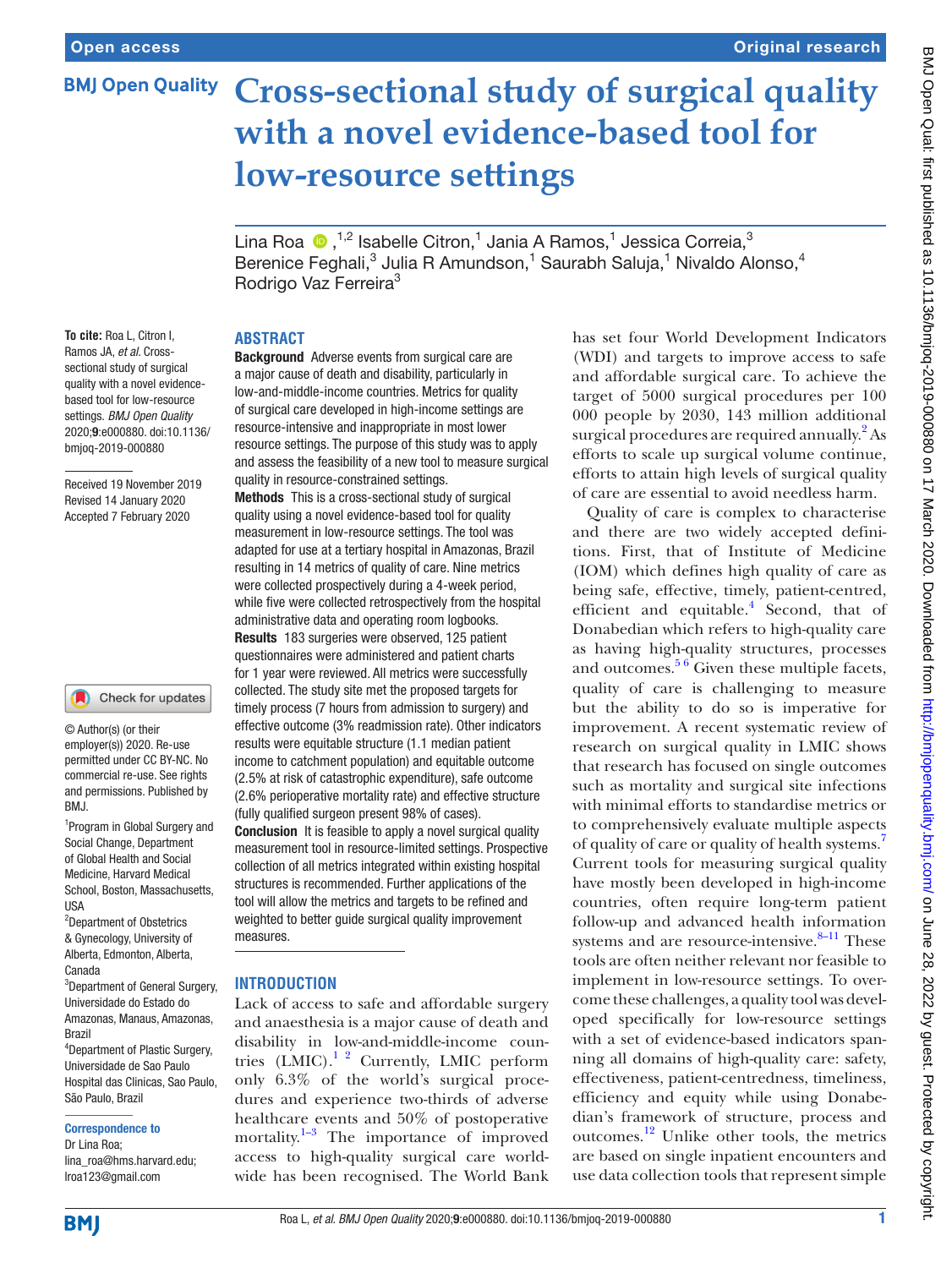# Cross-sectional study of surgical quality with a novel evidence-based tool for low-resource settings

Lina Roa,[1,2] Isabelle Citron,[1] Jania A Ramos,[1] Jessica Correia,[3] Berenice Feghali,[3] Julia R Amundson,[1] Saurabh Saluja,[1] Nivaldo Alonso,[4] Rodrigo Vaz Ferreira[3]

**To cite:** Roa L, Citron I, Ramos JA, *et al*. Cross-sectional study of surgical quality with a novel evidence-based tool for low-resource settings. *BMJ Open Quality* 2020;**9**:e000880. doi:10.1136/bmjoq-2019-000880

Received 19 November 2019
Revised 14 January 2020
Accepted 7 February 2020

© Author(s) (or their employer(s)) 2020. Re-use permitted under CC BY-NC. No commercial re-use. See rights and permissions. Published by BMJ.

[1]Program in Global Surgery and Social Change, Department of Global Health and Social Medicine, Harvard Medical School, Boston, Massachusetts, USA
[2]Department of Obstetrics & Gynecology, University of Alberta, Edmonton, Alberta, Canada
[3]Department of General Surgery, Universidade do Estado do Amazonas, Manaus, Amazonas, Brazil
[4]Department of Plastic Surgery, Universidade de Sao Paulo Hospital das Clinicas, Sao Paulo, São Paulo, Brazil

**Correspondence to**
Dr Lina Roa;
lina_roa@hms.harvard.edu;
lroa123@gmail.com

## ABSTRACT

**Background** Adverse events from surgical care are a major cause of death and disability, particularly in low-and-middle-income countries. Metrics for quality of surgical care developed in high-income settings are resource-intensive and inappropriate in most lower resource settings. The purpose of this study was to apply and assess the feasibility of a new tool to measure surgical quality in resource-constrained settings.

**Methods** This is a cross-sectional study of surgical quality using a novel evidence-based tool for quality measurement in low-resource settings. The tool was adapted for use at a tertiary hospital in Amazonas, Brazil resulting in 14 metrics of quality of care. Nine metrics were collected prospectively during a 4-week period, while five were collected retrospectively from the hospital administrative data and operating room logbooks.

**Results** 183 surgeries were observed, 125 patient questionnaires were administered and patient charts for 1 year were reviewed. All metrics were successfully collected. The study site met the proposed targets for timely process (7 hours from admission to surgery) and effective outcome (3% readmission rate). Other indicators results were equitable structure (1.1 median patient income to catchment population) and equitable outcome (2.5% at risk of catastrophic expenditure), safe outcome (2.6% perioperative mortality rate) and effective structure (fully qualified surgeon present 98% of cases).

**Conclusion** It is feasible to apply a novel surgical quality measurement tool in resource-limited settings. Prospective collection of all metrics integrated within existing hospital structures is recommended. Further applications of the tool will allow the metrics and targets to be refined and weighted to better guide surgical quality improvement measures.

## INTRODUCTION

Lack of access to safe and affordable surgery and anaesthesia is a major cause of death and disability in low-and-middle-income countries (LMIC).[1,2] Currently, LMIC perform only 6.3% of the world's surgical procedures and experience two-thirds of adverse healthcare events and 50% of postoperative mortality.[1–3] The importance of improved access to high-quality surgical care worldwide has been recognised. The World Bank has set four World Development Indicators (WDI) and targets to improve access to safe and affordable surgical care. To achieve the target of 5000 surgical procedures per 100 000 people by 2030, 143 million additional surgical procedures are required annually.[2] As efforts to scale up surgical volume continue, efforts to attain high levels of surgical quality of care are essential to avoid needless harm.

Quality of care is complex to characterise and there are two widely accepted definitions. First, that of Institute of Medicine (IOM) which defines high quality of care as being safe, effective, timely, patient-centred, efficient and equitable.[4] Second, that of Donabedian which refers to high-quality care as having high-quality structures, processes and outcomes.[5,6] Given these multiple facets, quality of care is challenging to measure but the ability to do so is imperative for improvement. A recent systematic review of research on surgical quality in LMIC shows that research has focused on single outcomes such as mortality and surgical site infections with minimal efforts to standardise metrics or to comprehensively evaluate multiple aspects of quality of care or quality of health systems.[7] Current tools for measuring surgical quality have mostly been developed in high-income countries, often require long-term patient follow-up and advanced health information systems and are resource-intensive.[8–11] These tools are often neither relevant nor feasible to implement in low-resource settings. To overcome these challenges, a quality tool was developed specifically for low-resource settings with a set of evidence-based indicators spanning all domains of high-quality care: safety, effectiveness, patient-centredness, timeliness, efficiency and equity while using Donabedian's framework of structure, process and outcomes.[12] Unlike other tools, the metrics are based on single inpatient encounters and use data collection tools that represent simple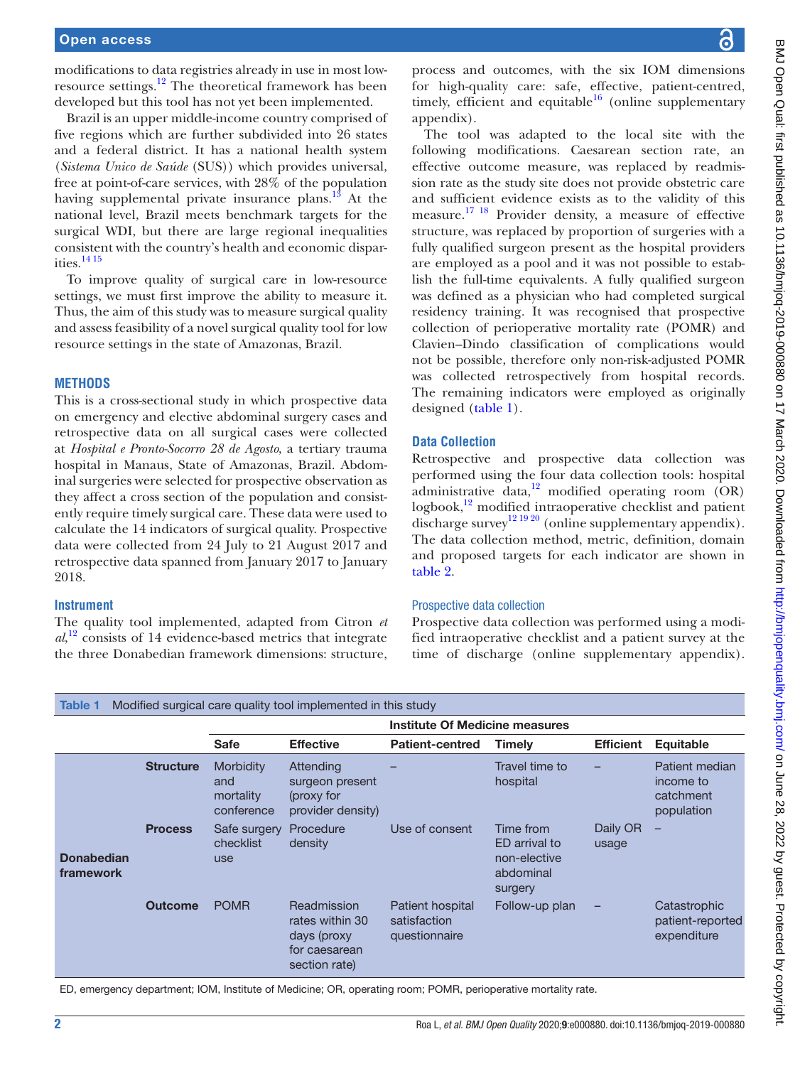modifications to data registries already in use in most low-resource settings.[12] The theoretical framework has been developed but this tool has not yet been implemented.

Brazil is an upper middle-income country comprised of five regions which are further subdivided into 26 states and a federal district. It has a national health system (*Sistema Unico de Saúde* (SUS)) which provides universal, free at point-of-care services, with 28% of the population having supplemental private insurance plans.[13] At the national level, Brazil meets benchmark targets for the surgical WDI, but there are large regional inequalities consistent with the country's health and economic disparities.[14 15]

To improve quality of surgical care in low-resource settings, we must first improve the ability to measure it. Thus, the aim of this study was to measure surgical quality and assess feasibility of a novel surgical quality tool for low resource settings in the state of Amazonas, Brazil.

## METHODS

This is a cross-sectional study in which prospective data on emergency and elective abdominal surgery cases and retrospective data on all surgical cases were collected at *Hospital e Pronto-Socorro 28 de Agosto*, a tertiary trauma hospital in Manaus, State of Amazonas, Brazil. Abdominal surgeries were selected for prospective observation as they affect a cross section of the population and consistently require timely surgical care. These data were used to calculate the 14 indicators of surgical quality. Prospective data were collected from 24 July to 21 August 2017 and retrospective data spanned from January 2017 to January 2018.

### Instrument

The quality tool implemented, adapted from Citron *et al*,[12] consists of 14 evidence-based metrics that integrate the three Donabedian framework dimensions: structure, process and outcomes, with the six IOM dimensions for high-quality care: safe, effective, patient-centred, timely, efficient and equitable[16] (online supplementary appendix).

The tool was adapted to the local site with the following modifications. Caesarean section rate, an effective outcome measure, was replaced by readmission rate as the study site does not provide obstetric care and sufficient evidence exists as to the validity of this measure.[17 18] Provider density, a measure of effective structure, was replaced by proportion of surgeries with a fully qualified surgeon present as the hospital providers are employed as a pool and it was not possible to establish the full-time equivalents. A fully qualified surgeon was defined as a physician who had completed surgical residency training. It was recognised that prospective collection of perioperative mortality rate (POMR) and Clavien–Dindo classification of complications would not be possible, therefore only non-risk-adjusted POMR was collected retrospectively from hospital records. The remaining indicators were employed as originally designed (table 1).

### Data Collection

Retrospective and prospective data collection was performed using the four data collection tools: hospital administrative data,[12] modified operating room (OR) logbook,[12] modified intraoperative checklist and patient discharge survey[12 19 20] (online supplementary appendix). The data collection method, metric, definition, domain and proposed targets for each indicator are shown in table 2.

#### Prospective data collection

Prospective data collection was performed using a modified intraoperative checklist and a patient survey at the time of discharge (online supplementary appendix).

**Table 1** Modified surgical care quality tool implemented in this study

| | | Institute Of Medicine measures | | | | | |
|---|---|---|---|---|---|---|---|
| | | **Safe** | **Effective** | **Patient-centred** | **Timely** | **Efficient** | **Equitable** |
| **Donabedian framework** | **Structure** | Morbidity and mortality conference | Attending surgeon present (proxy for provider density) | – | Travel time to hospital | – | Patient median income to catchment population |
| | **Process** | Safe surgery checklist use | Procedure density | Use of consent | Time from ED arrival to non-elective abdominal surgery | Daily OR usage | – |
| | **Outcome** | POMR | Readmission rates within 30 days (proxy for caesarean section rate) | Patient hospital satisfaction questionnaire | Follow-up plan | – | Catastrophic patient-reported expenditure |

ED, emergency department; IOM, Institute of Medicine; OR, operating room; POMR, perioperative mortality rate.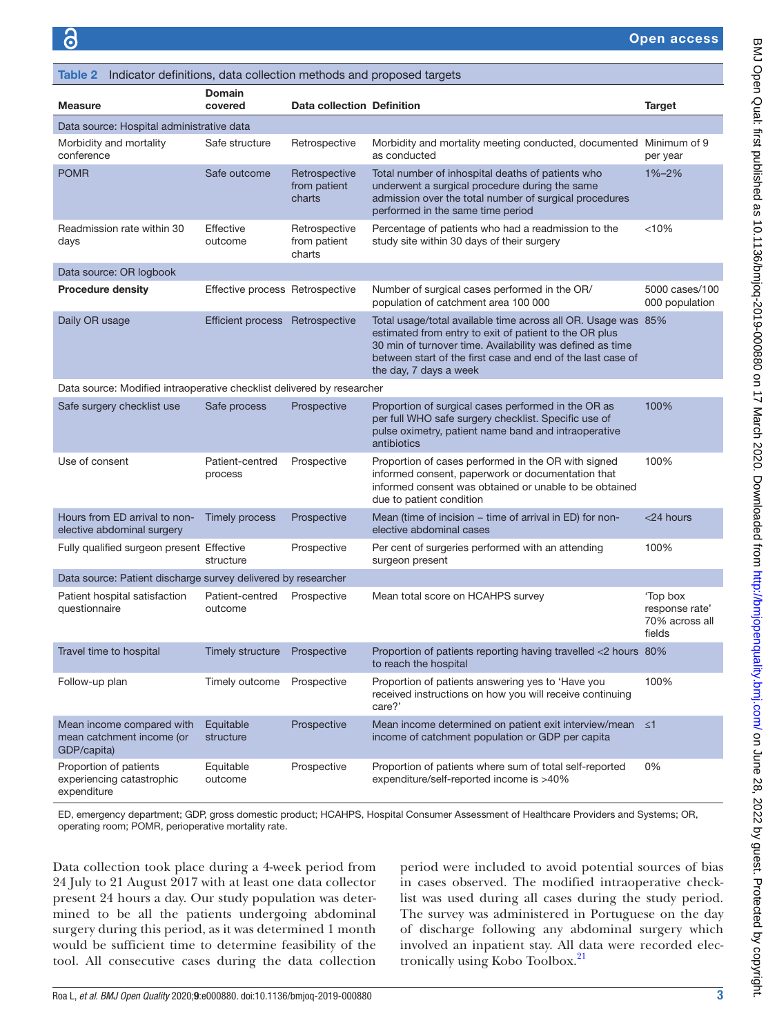**Table 2** Indicator definitions, data collection methods and proposed targets

| Measure | Domain covered | Data collection | Definition | Target |
|---|---|---|---|---|
| Data source: Hospital administrative data | | | | |
| Morbidity and mortality conference | Safe structure | Retrospective | Morbidity and mortality meeting conducted, documented as conducted | Minimum of 9 per year |
| POMR | Safe outcome | Retrospective from patient charts | Total number of inhospital deaths of patients who underwent a surgical procedure during the same admission over the total number of surgical procedures performed in the same time period | 1%–2% |
| Readmission rate within 30 days | Effective outcome | Retrospective from patient charts | Percentage of patients who had a readmission to the study site within 30 days of their surgery | <10% |
| Data source: OR logbook | | | | |
| **Procedure density** | Effective process | Retrospective | Number of surgical cases performed in the OR/ population of catchment area 100 000 | 5000 cases/100 000 population |
| Daily OR usage | Efficient process | Retrospective | Total usage/total available time across all OR. Usage was estimated from entry to exit of patient to the OR plus 30 min of turnover time. Availability was defined as time between start of the first case and end of the last case of the day, 7 days a week | 85% |
| Data source: Modified intraoperative checklist delivered by researcher | | | | |
| Safe surgery checklist use | Safe process | Prospective | Proportion of surgical cases performed in the OR as per full WHO safe surgery checklist. Specific use of pulse oximetry, patient name band and intraoperative antibiotics | 100% |
| Use of consent | Patient-centred process | Prospective | Proportion of cases performed in the OR with signed informed consent, paperwork or documentation that informed consent was obtained or unable to be obtained due to patient condition | 100% |
| Hours from ED arrival to non-elective abdominal surgery | Timely process | Prospective | Mean (time of incision – time of arrival in ED) for non-elective abdominal cases | <24 hours |
| Fully qualified surgeon present | Effective structure | Prospective | Per cent of surgeries performed with an attending surgeon present | 100% |
| Data source: Patient discharge survey delivered by researcher | | | | |
| Patient hospital satisfaction questionnaire | Patient-centred outcome | Prospective | Mean total score on HCAHPS survey | 'Top box response rate' 70% across all fields |
| Travel time to hospital | Timely structure | Prospective | Proportion of patients reporting having travelled <2 hours to reach the hospital | 80% |
| Follow-up plan | Timely outcome | Prospective | Proportion of patients answering yes to 'Have you received instructions on how you will receive continuing care?' | 100% |
| Mean income compared with mean catchment income (or GDP/capita) | Equitable structure | Prospective | Mean income determined on patient exit interview/mean income of catchment population or GDP per capita | ≤1 |
| Proportion of patients experiencing catastrophic expenditure | Equitable outcome | Prospective | Proportion of patients where sum of total self-reported expenditure/self-reported income is >40% | 0% |

ED, emergency department; GDP, gross domestic product; HCAHPS, Hospital Consumer Assessment of Healthcare Providers and Systems; OR, operating room; POMR, perioperative mortality rate.

Data collection took place during a 4-week period from 24 July to 21 August 2017 with at least one data collector present 24 hours a day. Our study population was determined to be all the patients undergoing abdominal surgery during this period, as it was determined 1 month would be sufficient time to determine feasibility of the tool. All consecutive cases during the data collection period were included to avoid potential sources of bias in cases observed. The modified intraoperative checklist was used during all cases during the study period. The survey was administered in Portuguese on the day of discharge following any abdominal surgery which involved an inpatient stay. All data were recorded electronically using Kobo Toolbox.[21]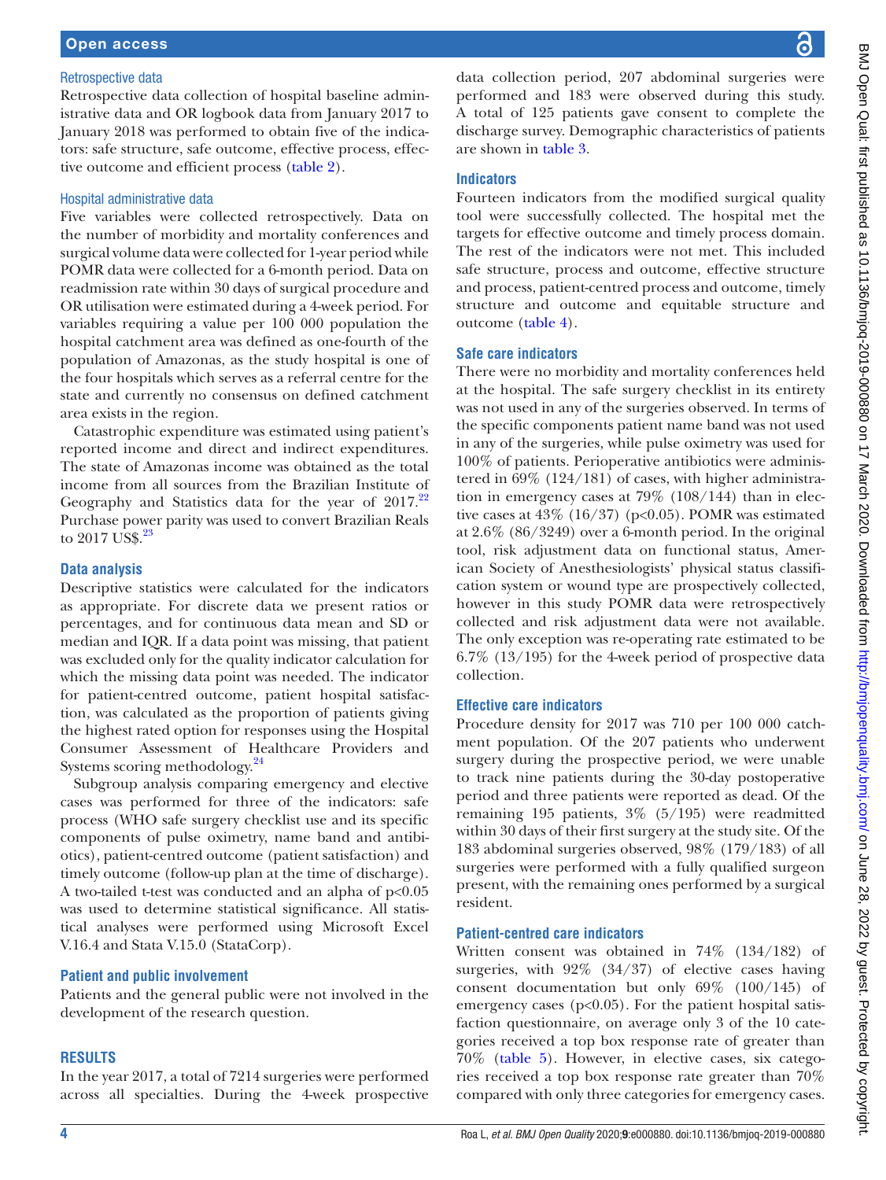### Retrospective data

Retrospective data collection of hospital baseline administrative data and OR logbook data from January 2017 to January 2018 was performed to obtain five of the indicators: safe structure, safe outcome, effective process, effective outcome and efficient process (table 2).

### Hospital administrative data

Five variables were collected retrospectively. Data on the number of morbidity and mortality conferences and surgical volume data were collected for 1-year period while POMR data were collected for a 6-month period. Data on readmission rate within 30 days of surgical procedure and OR utilisation were estimated during a 4-week period. For variables requiring a value per 100 000 population the hospital catchment area was defined as one-fourth of the population of Amazonas, as the study hospital is one of the four hospitals which serves as a referral centre for the state and currently no consensus on defined catchment area exists in the region.

Catastrophic expenditure was estimated using patient's reported income and direct and indirect expenditures. The state of Amazonas income was obtained as the total income from all sources from the Brazilian Institute of Geography and Statistics data for the year of 2017.[22] Purchase power parity was used to convert Brazilian Reals to 2017 US$.[23]

## Data analysis

Descriptive statistics were calculated for the indicators as appropriate. For discrete data we present ratios or percentages, and for continuous data mean and SD or median and IQR. If a data point was missing, that patient was excluded only for the quality indicator calculation for which the missing data point was needed. The indicator for patient-centred outcome, patient hospital satisfaction, was calculated as the proportion of patients giving the highest rated option for responses using the Hospital Consumer Assessment of Healthcare Providers and Systems scoring methodology.[24]

Subgroup analysis comparing emergency and elective cases was performed for three of the indicators: safe process (WHO safe surgery checklist use and its specific components of pulse oximetry, name band and antibiotics), patient-centred outcome (patient satisfaction) and timely outcome (follow-up plan at the time of discharge). A two-tailed t-test was conducted and an alpha of $p<0.05$ was used to determine statistical significance. All statistical analyses were performed using Microsoft Excel V.16.4 and Stata V.15.0 (StataCorp).

## Patient and public involvement

Patients and the general public were not involved in the development of the research question.

# RESULTS

In the year 2017, a total of 7214 surgeries were performed across all specialties. During the 4-week prospective data collection period, 207 abdominal surgeries were performed and 183 were observed during this study. A total of 125 patients gave consent to complete the discharge survey. Demographic characteristics of patients are shown in table 3.

## Indicators

Fourteen indicators from the modified surgical quality tool were successfully collected. The hospital met the targets for effective outcome and timely process domain. The rest of the indicators were not met. This included safe structure, process and outcome, effective structure and process, patient-centred process and outcome, timely structure and outcome and equitable structure and outcome (table 4).

## Safe care indicators

There were no morbidity and mortality conferences held at the hospital. The safe surgery checklist in its entirety was not used in any of the surgeries observed. In terms of the specific components patient name band was not used in any of the surgeries, while pulse oximetry was used for 100% of patients. Perioperative antibiotics were administered in 69% (124/181) of cases, with higher administration in emergency cases at 79% (108/144) than in elective cases at 43% (16/37) ($p<0.05$). POMR was estimated at 2.6% (86/3249) over a 6-month period. In the original tool, risk adjustment data on functional status, American Society of Anesthesiologists' physical status classification system or wound type are prospectively collected, however in this study POMR data were retrospectively collected and risk adjustment data were not available. The only exception was re-operating rate estimated to be 6.7% (13/195) for the 4-week period of prospective data collection.

## Effective care indicators

Procedure density for 2017 was 710 per 100 000 catchment population. Of the 207 patients who underwent surgery during the prospective period, we were unable to track nine patients during the 30-day postoperative period and three patients were reported as dead. Of the remaining 195 patients, 3% (5/195) were readmitted within 30 days of their first surgery at the study site. Of the 183 abdominal surgeries observed, 98% (179/183) of all surgeries were performed with a fully qualified surgeon present, with the remaining ones performed by a surgical resident.

## Patient-centred care indicators

Written consent was obtained in 74% (134/182) of surgeries, with 92% (34/37) of elective cases having consent documentation but only 69% (100/145) of emergency cases ($p<0.05$). For the patient hospital satisfaction questionnaire, on average only 3 of the 10 categories received a top box response rate of greater than 70% (table 5). However, in elective cases, six categories received a top box response rate greater than 70% compared with only three categories for emergency cases.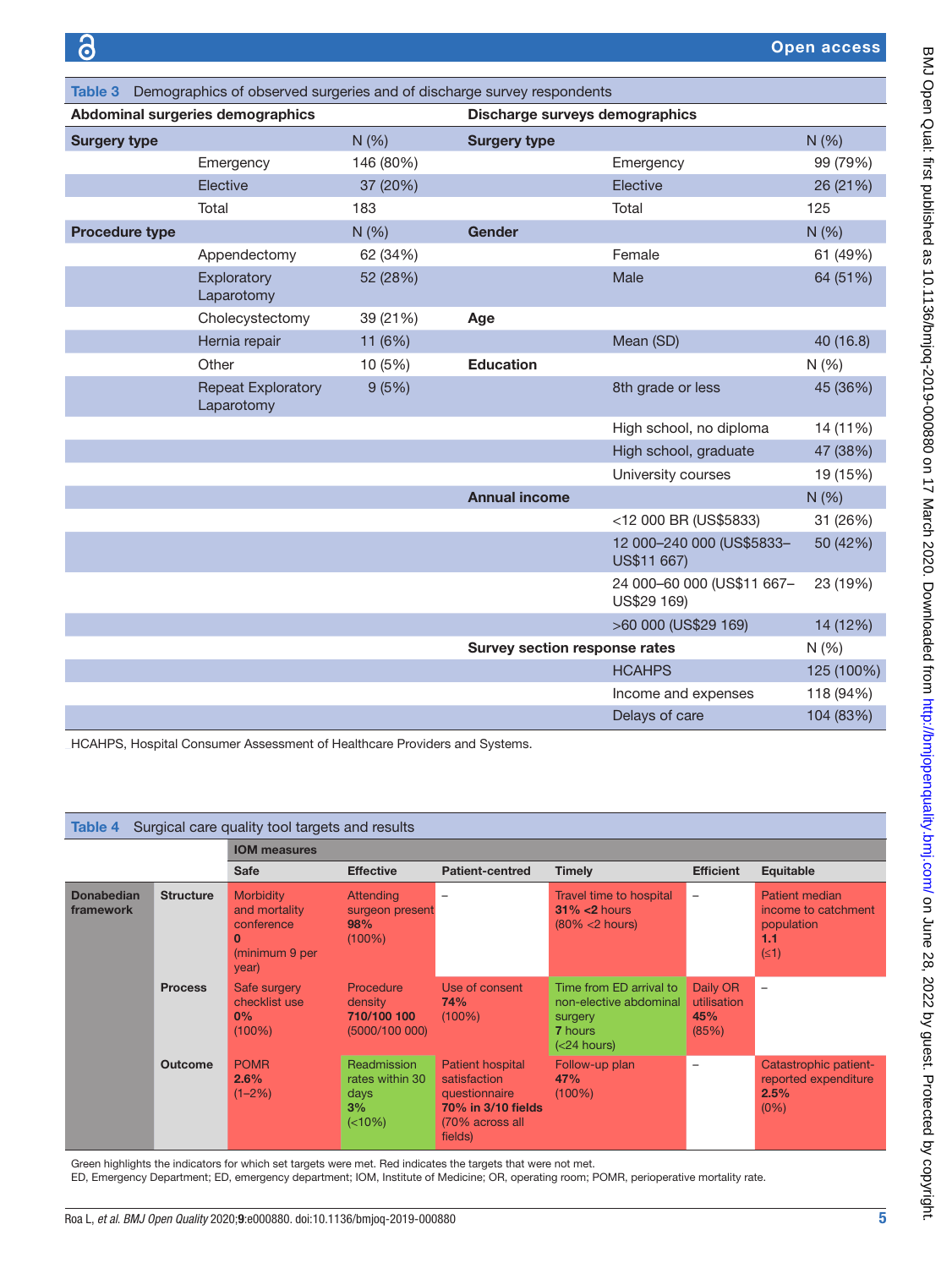**Table 3** Demographics of observed surgeries and of discharge survey respondents

| Abdominal surgeries demographics | | | Discharge surveys demographics | | |
|---|---|---|---|---|---|
| **Surgery type** | | N (%) | **Surgery type** | | N (%) |
| | Emergency | 146 (80%) | | Emergency | 99 (79%) |
| | Elective | 37 (20%) | | Elective | 26 (21%) |
| | Total | 183 | | Total | 125 |
| **Procedure type** | | N (%) | **Gender** | | N (%) |
| | Appendectomy | 62 (34%) | | Female | 61 (49%) |
| | Exploratory Laparotomy | 52 (28%) | | Male | 64 (51%) |
| | Cholecystectomy | 39 (21%) | **Age** | | |
| | Hernia repair | 11 (6%) | | Mean (SD) | 40 (16.8) |
| | Other | 10 (5%) | **Education** | | N (%) |
| | Repeat Exploratory Laparotomy | 9 (5%) | | 8th grade or less | 45 (36%) |
| | | | | High school, no diploma | 14 (11%) |
| | | | | High school, graduate | 47 (38%) |
| | | | | University courses | 19 (15%) |
| | | | **Annual income** | | N (%) |
| | | | | <12 000 BR (US$5833) | 31 (26%) |
| | | | | 12 000–240 000 (US$5833–US$11 667) | 50 (42%) |
| | | | | 24 000–60 000 (US$11 667–US$29 169) | 23 (19%) |
| | | | | >60 000 (US$29 169) | 14 (12%) |
| | | | **Survey section response rates** | | N (%) |
| | | | | HCAHPS | 125 (100%) |
| | | | | Income and expenses | 118 (94%) |
| | | | | Delays of care | 104 (83%) |

HCAHPS, Hospital Consumer Assessment of Healthcare Providers and Systems.

**Table 4** Surgical care quality tool targets and results

| | | IOM measures | | | | | |
|---|---|---|---|---|---|---|---|
| | | Safe | Effective | Patient-centred | Timely | Efficient | Equitable |
| **Donabedian framework** | **Structure** | Morbidity and mortality conference **0** (minimum 9 per year) | Attending surgeon present **98%** (100%) | – | Travel time to hospital **31% <2 hours** (80% <2 hours) | – | Patient median income to catchment population **1.1** (≤1) |
| | **Process** | Safe surgery checklist use **0%** (100%) | Procedure density **710/100 100** (5000/100 000) | Use of consent **74%** (100%) | Time from ED arrival to non-elective abdominal surgery **7 hours** (<24 hours) | Daily OR utilisation **45%** (85%) | – |
| | **Outcome** | POMR **2.6%** (1–2%) | Readmission rates within 30 days **3%** (<10%) | Patient hospital satisfaction questionnaire **70% in 3/10 fields** (70% across all fields) | Follow-up plan **47%** (100%) | – | Catastrophic patient-reported expenditure **2.5%** (0%) |

Green highlights the indicators for which set targets were met. Red indicates the targets that were not met.

ED, Emergency Department; ED, emergency department; IOM, Institute of Medicine; OR, operating room; POMR, perioperative mortality rate.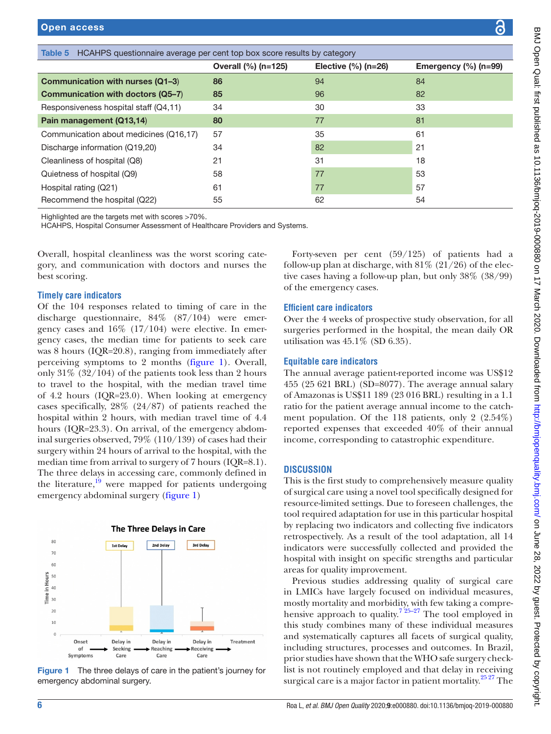**Table 5** HCAHPS questionnaire average per cent top box score results by category

| | Overall (%) (n=125) | Elective (%) (n=26) | Emergency (%) (n=99) |
|---|---|---|---|
| **Communication with nurses (Q1–3)** | **86** | 94 | 84 |
| **Communication with doctors (Q5–7)** | **85** | 96 | 82 |
| Responsiveness hospital staff (Q4,11) | 34 | 30 | 33 |
| **Pain management (Q13,14)** | **80** | 77 | 81 |
| Communication about medicines (Q16,17) | 57 | 35 | 61 |
| Discharge information (Q19,20) | 34 | 82 | 21 |
| Cleanliness of hospital (Q8) | 21 | 31 | 18 |
| Quietness of hospital (Q9) | 58 | 77 | 53 |
| Hospital rating (Q21) | 61 | 77 | 57 |
| Recommend the hospital (Q22) | 55 | 62 | 54 |

Highlighted are the targets met with scores >70%.
HCAHPS, Hospital Consumer Assessment of Healthcare Providers and Systems.

Overall, hospital cleanliness was the worst scoring category, and communication with doctors and nurses the best scoring.

### Timely care indicators

Of the 104 responses related to timing of care in the discharge questionnaire, 84% (87/104) were emergency cases and 16% (17/104) were elective. In emergency cases, the median time for patients to seek care was 8 hours (IQR=20.8), ranging from immediately after perceiving symptoms to 2 months (figure 1). Overall, only 31% (32/104) of the patients took less than 2 hours to travel to the hospital, with the median travel time of 4.2 hours (IQR=23.0). When looking at emergency cases specifically, 28% (24/87) of patients reached the hospital within 2 hours, with median travel time of 4.4 hours (IQR=23.3). On arrival, of the emergency abdominal surgeries observed, 79% (110/139) of cases had their surgery within 24 hours of arrival to the hospital, with the median time from arrival to surgery of 7 hours (IQR=8.1). The three delays in accessing care, commonly defined in the literature,[19] were mapped for patients undergoing emergency abdominal surgery (figure 1)

**Figure 1** The three delays of care in the patient's journey for emergency abdominal surgery.

Forty-seven per cent (59/125) of patients had a follow-up plan at discharge, with 81% (21/26) of the elective cases having a follow-up plan, but only 38% (38/99) of the emergency cases.

### Efficient care indicators

Over the 4 weeks of prospective study observation, for all surgeries performed in the hospital, the mean daily OR utilisation was 45.1% (SD 6.35).

### Equitable care indicators

The annual average patient-reported income was US$12 455 (25 621 BRL) (SD=8077). The average annual salary of Amazonas is US$11 189 (23 016 BRL) resulting in a 1.1 ratio for the patient average annual income to the catchment population. Of the 118 patients, only 2 (2.54%) reported expenses that exceeded 40% of their annual income, corresponding to catastrophic expenditure.

## DISCUSSION

This is the first study to comprehensively measure quality of surgical care using a novel tool specifically designed for resource-limited settings. Due to foreseen challenges, the tool required adaptation for use in this particular hospital by replacing two indicators and collecting five indicators retrospectively. As a result of the tool adaptation, all 14 indicators were successfully collected and provided the hospital with insight on specific strengths and particular areas for quality improvement.

Previous studies addressing quality of surgical care in LMICs have largely focused on individual measures, mostly mortality and morbidity, with few taking a comprehensive approach to quality.[7 25–27] The tool employed in this study combines many of these individual measures and systematically captures all facets of surgical quality, including structures, processes and outcomes. In Brazil, prior studies have shown that the WHO safe surgery checklist is not routinely employed and that delay in receiving surgical care is a major factor in patient mortality.[25 27] The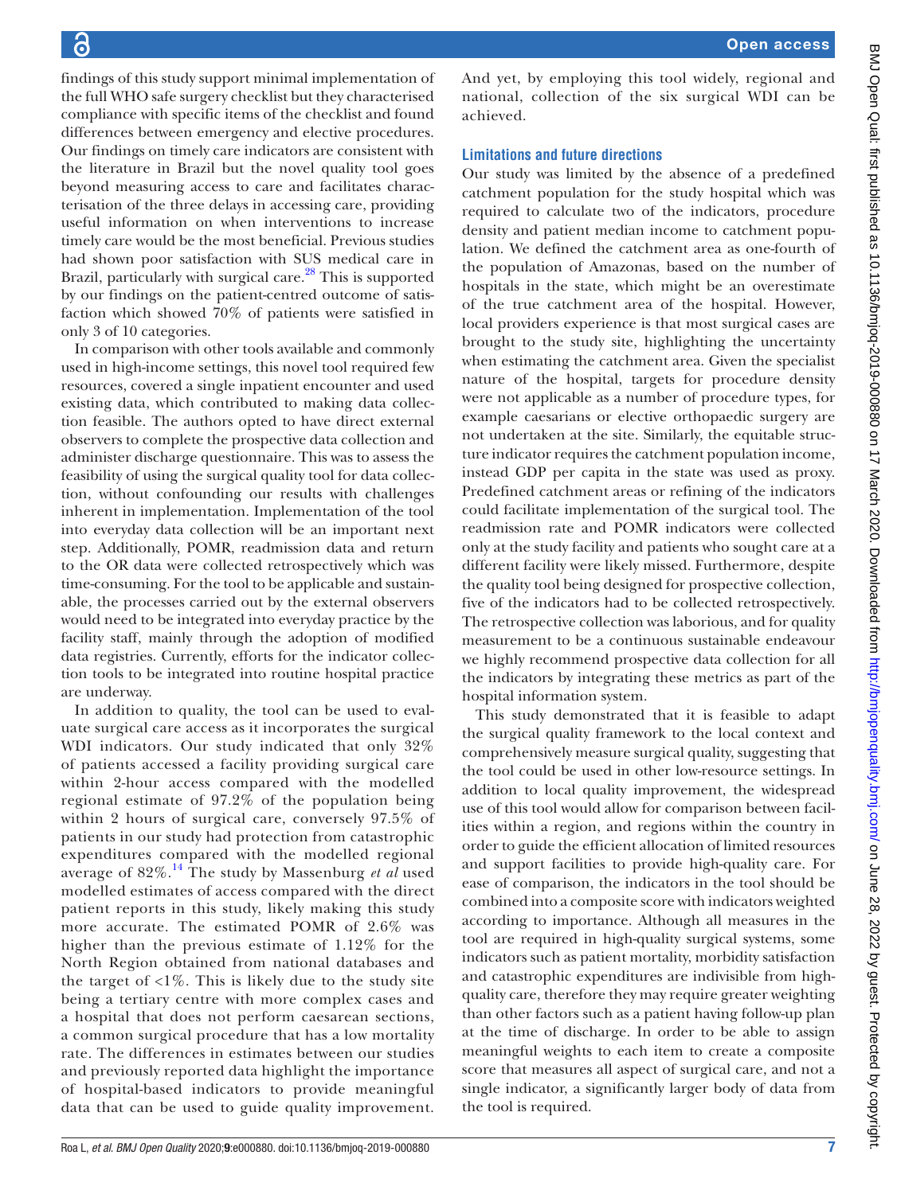findings of this study support minimal implementation of the full WHO safe surgery checklist but they characterised compliance with specific items of the checklist and found differences between emergency and elective procedures. Our findings on timely care indicators are consistent with the literature in Brazil but the novel quality tool goes beyond measuring access to care and facilitates characterisation of the three delays in accessing care, providing useful information on when interventions to increase timely care would be the most beneficial. Previous studies had shown poor satisfaction with SUS medical care in Brazil, particularly with surgical care.[28] This is supported by our findings on the patient-centred outcome of satisfaction which showed 70% of patients were satisfied in only 3 of 10 categories.

In comparison with other tools available and commonly used in high-income settings, this novel tool required few resources, covered a single inpatient encounter and used existing data, which contributed to making data collection feasible. The authors opted to have direct external observers to complete the prospective data collection and administer discharge questionnaire. This was to assess the feasibility of using the surgical quality tool for data collection, without confounding our results with challenges inherent in implementation. Implementation of the tool into everyday data collection will be an important next step. Additionally, POMR, readmission data and return to the OR data were collected retrospectively which was time-consuming. For the tool to be applicable and sustainable, the processes carried out by the external observers would need to be integrated into everyday practice by the facility staff, mainly through the adoption of modified data registries. Currently, efforts for the indicator collection tools to be integrated into routine hospital practice are underway.

In addition to quality, the tool can be used to evaluate surgical care access as it incorporates the surgical WDI indicators. Our study indicated that only 32% of patients accessed a facility providing surgical care within 2-hour access compared with the modelled regional estimate of 97.2% of the population being within 2 hours of surgical care, conversely 97.5% of patients in our study had protection from catastrophic expenditures compared with the modelled regional average of 82%.[14] The study by Massenburg *et al* used modelled estimates of access compared with the direct patient reports in this study, likely making this study more accurate. The estimated POMR of 2.6% was higher than the previous estimate of 1.12% for the North Region obtained from national databases and the target of <1%. This is likely due to the study site being a tertiary centre with more complex cases and a hospital that does not perform caesarean sections, a common surgical procedure that has a low mortality rate. The differences in estimates between our studies and previously reported data highlight the importance of hospital-based indicators to provide meaningful data that can be used to guide quality improvement. And yet, by employing this tool widely, regional and national, collection of the six surgical WDI can be achieved.

### Limitations and future directions

Our study was limited by the absence of a predefined catchment population for the study hospital which was required to calculate two of the indicators, procedure density and patient median income to catchment population. We defined the catchment area as one-fourth of the population of Amazonas, based on the number of hospitals in the state, which might be an overestimate of the true catchment area of the hospital. However, local providers experience is that most surgical cases are brought to the study site, highlighting the uncertainty when estimating the catchment area. Given the specialist nature of the hospital, targets for procedure density were not applicable as a number of procedure types, for example caesarians or elective orthopaedic surgery are not undertaken at the site. Similarly, the equitable structure indicator requires the catchment population income, instead GDP per capita in the state was used as proxy. Predefined catchment areas or refining of the indicators could facilitate implementation of the surgical tool. The readmission rate and POMR indicators were collected only at the study facility and patients who sought care at a different facility were likely missed. Furthermore, despite the quality tool being designed for prospective collection, five of the indicators had to be collected retrospectively. The retrospective collection was laborious, and for quality measurement to be a continuous sustainable endeavour we highly recommend prospective data collection for all the indicators by integrating these metrics as part of the hospital information system.

This study demonstrated that it is feasible to adapt the surgical quality framework to the local context and comprehensively measure surgical quality, suggesting that the tool could be used in other low-resource settings. In addition to local quality improvement, the widespread use of this tool would allow for comparison between facilities within a region, and regions within the country in order to guide the efficient allocation of limited resources and support facilities to provide high-quality care. For ease of comparison, the indicators in the tool should be combined into a composite score with indicators weighted according to importance. Although all measures in the tool are required in high-quality surgical systems, some indicators such as patient mortality, morbidity satisfaction and catastrophic expenditures are indivisible from high-quality care, therefore they may require greater weighting than other factors such as a patient having follow-up plan at the time of discharge. In order to be able to assign meaningful weights to each item to create a composite score that measures all aspect of surgical care, and not a single indicator, a significantly larger body of data from the tool is required.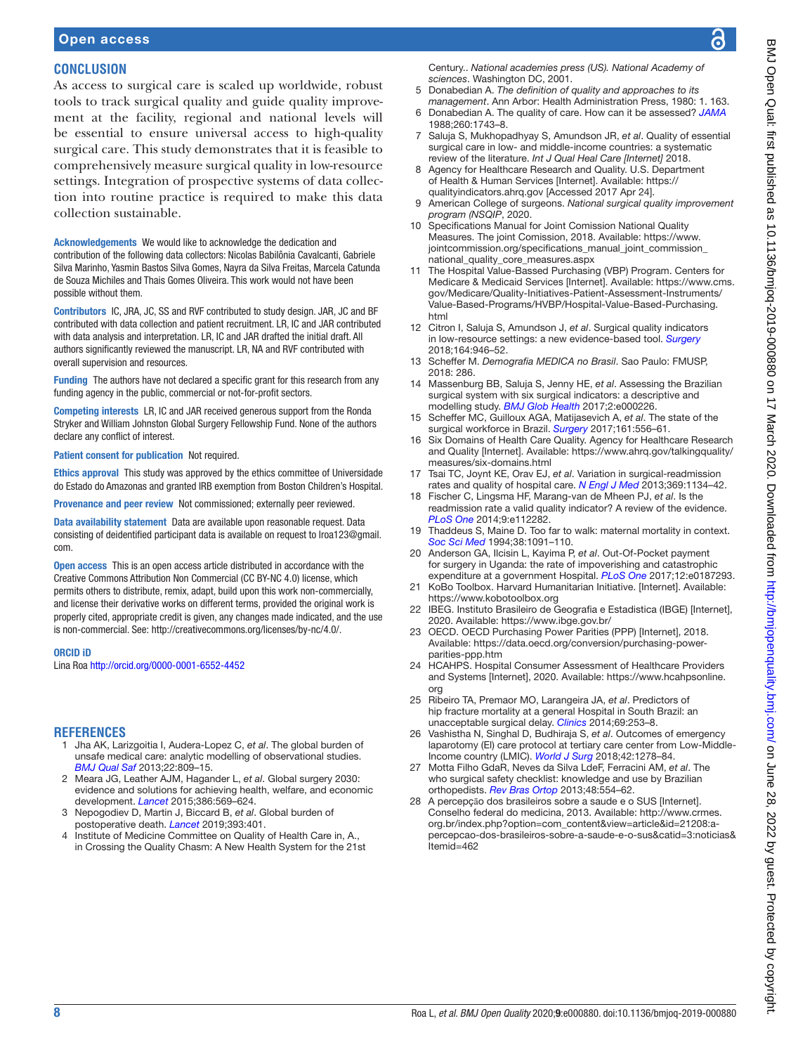## CONCLUSION

As access to surgical care is scaled up worldwide, robust tools to track surgical quality and guide quality improvement at the facility, regional and national levels will be essential to ensure universal access to high-quality surgical care. This study demonstrates that it is feasible to comprehensively measure surgical quality in low-resource settings. Integration of prospective systems of data collection into routine practice is required to make this data collection sustainable.

**Acknowledgements** We would like to acknowledge the dedication and contribution of the following data collectors: Nicolas Babilônia Cavalcanti, Gabriele Silva Marinho, Yasmin Bastos Silva Gomes, Nayra da Silva Freitas, Marcela Catunda de Souza Michiles and Thais Gomes Oliveira. This work would not have been possible without them.

**Contributors** IC, JRA, JC, SS and RVF contributed to study design. JAR, JC and BF contributed with data collection and patient recruitment. LR, IC and JAR contributed with data analysis and interpretation. LR, IC and JAR drafted the initial draft. All authors significantly reviewed the manuscript. LR, NA and RVF contributed with overall supervision and resources.

**Funding** The authors have not declared a specific grant for this research from any funding agency in the public, commercial or not-for-profit sectors.

**Competing interests** LR, IC and JAR received generous support from the Ronda Stryker and William Johnston Global Surgery Fellowship Fund. None of the authors declare any conflict of interest.

**Patient consent for publication** Not required.

**Ethics approval** This study was approved by the ethics committee of Universidade do Estado do Amazonas and granted IRB exemption from Boston Children's Hospital.

**Provenance and peer review** Not commissioned; externally peer reviewed.

**Data availability statement** Data are available upon reasonable request. Data consisting of deidentified participant data is available on request to lroa123@gmail.com.

**Open access** This is an open access article distributed in accordance with the Creative Commons Attribution Non Commercial (CC BY-NC 4.0) license, which permits others to distribute, remix, adapt, build upon this work non-commercially, and license their derivative works on different terms, provided the original work is properly cited, appropriate credit is given, any changes made indicated, and the use is non-commercial. See: http://creativecommons.org/licenses/by-nc/4.0/.

**ORCID iD**

Lina Roa http://orcid.org/0000-0001-6552-4452

## REFERENCES

1. Jha AK, Larizgoitia I, Audera-Lopez C, *et al*. The global burden of unsafe medical care: analytic modelling of observational studies. *BMJ Qual Saf* 2013;22:809–15.
2. Meara JG, Leather AJM, Hagander L, *et al*. Global surgery 2030: evidence and solutions for achieving health, welfare, and economic development. *Lancet* 2015;386:569–624.
3. Nepogodiev D, Martin J, Biccard B, *et al*. Global burden of postoperative death. *Lancet* 2019;393:401.
4. Institute of Medicine Committee on Quality of Health Care in, A., in Crossing the Quality Chasm: A New Health System for the 21st Century.. *National academies press (US). National Academy of sciences*. Washington DC, 2001.
5. Donabedian A. *The definition of quality and approaches to its management*. Ann Arbor: Health Administration Press, 1980: 1. 163.
6. Donabedian A. The quality of care. How can it be assessed? *JAMA* 1988;260:1743–8.
7. Saluja S, Mukhopadhyay S, Amundson JR, *et al*. Quality of essential surgical care in low- and middle-income countries: a systematic review of the literature. *Int J Qual Heal Care [Internet]* 2018.
8. Agency for Healthcare Research and Quality. U.S. Department of Health & Human Services [Internet]. Available: https://qualityindicators.ahrq.gov [Accessed 2017 Apr 24].
9. American College of surgeons. *National surgical quality improvement program (NSQIP*, 2020.
10. Specifications Manual for Joint Comission National Quality Measures. The joint Comission, 2018. Available: https://www.jointcommission.org/specifications_manual_joint_commission_national_quality_core_measures.aspx
11. The Hospital Value-Bassed Purchasing (VBP) Program. Centers for Medicare & Medicaid Services [Internet]. Available: https://www.cms.gov/Medicare/Quality-Initiatives-Patient-Assessment-Instruments/Value-Based-Programs/HVBP/Hospital-Value-Based-Purchasing.html
12. Citron I, Saluja S, Amundson J, *et al*. Surgical quality indicators in low-resource settings: a new evidence-based tool. *Surgery* 2018;164:946–52.
13. Scheffer M. *Demografia MEDICA no Brasil*. Sao Paulo: FMUSP, 2018: 286.
14. Massenburg BB, Saluja S, Jenny HE, *et al*. Assessing the Brazilian surgical system with six surgical indicators: a descriptive and modelling study. *BMJ Glob Health* 2017;2:e000226.
15. Scheffer MC, Guilloux AGA, Matijasevich A, *et al*. The state of the surgical workforce in Brazil. *Surgery* 2017;161:556–61.
16. Six Domains of Health Care Quality. Agency for Healthcare Research and Quality [Internet]. Available: https://www.ahrq.gov/talkingquality/measures/six-domains.html
17. Tsai TC, Joynt KE, Orav EJ, *et al*. Variation in surgical-readmission rates and quality of hospital care. *N Engl J Med* 2013;369:1134–42.
18. Fischer C, Lingsma HF, Marang-van de Mheen PJ, *et al*. Is the readmission rate a valid quality indicator? A review of the evidence. *PLoS One* 2014;9:e112282.
19. Thaddeus S, Maine D. Too far to walk: maternal mortality in context. *Soc Sci Med* 1994;38:1091–110.
20. Anderson GA, Ilcisin L, Kayima P, *et al*. Out-Of-Pocket payment for surgery in Uganda: the rate of impoverishing and catastrophic expenditure at a government Hospital. *PLoS One* 2017;12:e0187293.
21. KoBo Toolbox. Harvard Humanitarian Initiative. [Internet]. Available: https://www.kobotoolbox.org
22. IBEG. Instituto Brasileiro de Geografia e Estadistica (IBGE) [Internet], 2020. Available: https://www.ibge.gov.br/
23. OECD. OECD Purchasing Power Parities (PPP) [Internet], 2018. Available: https://data.oecd.org/conversion/purchasing-power-parities-ppp.htm
24. HCAHPS. Hospital Consumer Assessment of Healthcare Providers and Systems [Internet], 2020. Available: https://www.hcahpsonline.org
25. Ribeiro TA, Premaor MO, Larangeira JA, *et al*. Predictors of hip fracture mortality at a general Hospital in South Brazil: an unacceptable surgical delay. *Clinics* 2014;69:253–8.
26. Vashistha N, Singhal D, Budhiraja S, *et al*. Outcomes of emergency laparotomy (El) care protocol at tertiary care center from Low-Middle-Income country (LMIC). *World J Surg* 2018;42:1278–84.
27. Motta Filho GdaR, Neves da Silva LdeF, Ferracini AM, *et al*. The who surgical safety checklist: knowledge and use by Brazilian orthopedists. *Rev Bras Ortop* 2013;48:554–62.
28. A percepção dos brasileiros sobre a saude e o SUS [Internet]. Conselho federal do medicina, 2013. Available: http://www.crmes.org.br/index.php?option=com_content&view=article&id=21208:a-percepcao-dos-brasileiros-sobre-a-saude-e-o-sus&catid=3:noticias&Itemid=462